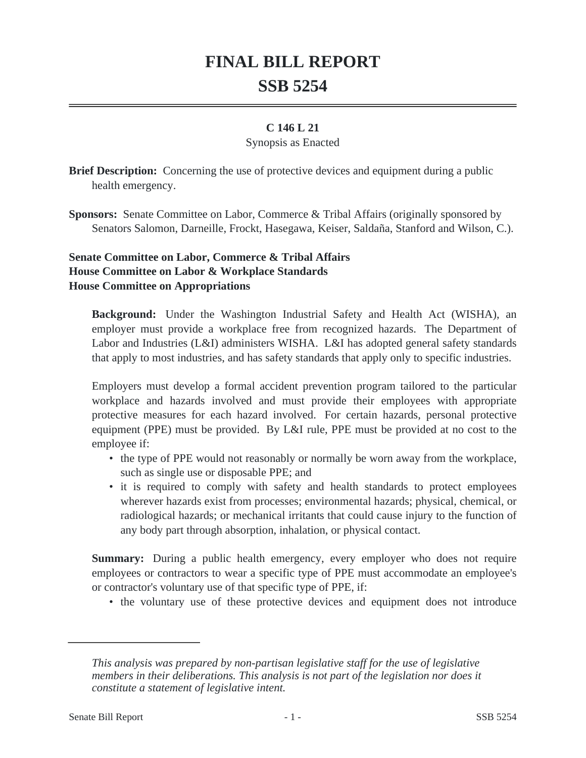# FINAL BILL REPORT
# SSB 5254

**C 146 L 21**

Synopsis as Enacted

**Brief Description:** Concerning the use of protective devices and equipment during a public health emergency.

**Sponsors:** Senate Committee on Labor, Commerce & Tribal Affairs (originally sponsored by Senators Salomon, Darneille, Frockt, Hasegawa, Keiser, Saldaña, Stanford and Wilson, C.).

**Senate Committee on Labor, Commerce & Tribal Affairs**
**House Committee on Labor & Workplace Standards**
**House Committee on Appropriations**

**Background:** Under the Washington Industrial Safety and Health Act (WISHA), an employer must provide a workplace free from recognized hazards. The Department of Labor and Industries (L&I) administers WISHA. L&I has adopted general safety standards that apply to most industries, and has safety standards that apply only to specific industries.

Employers must develop a formal accident prevention program tailored to the particular workplace and hazards involved and must provide their employees with appropriate protective measures for each hazard involved. For certain hazards, personal protective equipment (PPE) must be provided. By L&I rule, PPE must be provided at no cost to the employee if:

- the type of PPE would not reasonably or normally be worn away from the workplace, such as single use or disposable PPE; and
- it is required to comply with safety and health standards to protect employees wherever hazards exist from processes; environmental hazards; physical, chemical, or radiological hazards; or mechanical irritants that could cause injury to the function of any body part through absorption, inhalation, or physical contact.

**Summary:** During a public health emergency, every employer who does not require employees or contractors to wear a specific type of PPE must accommodate an employee's or contractor's voluntary use of that specific type of PPE, if:

- the voluntary use of these protective devices and equipment does not introduce

*This analysis was prepared by non-partisan legislative staff for the use of legislative members in their deliberations. This analysis is not part of the legislation nor does it constitute a statement of legislative intent.*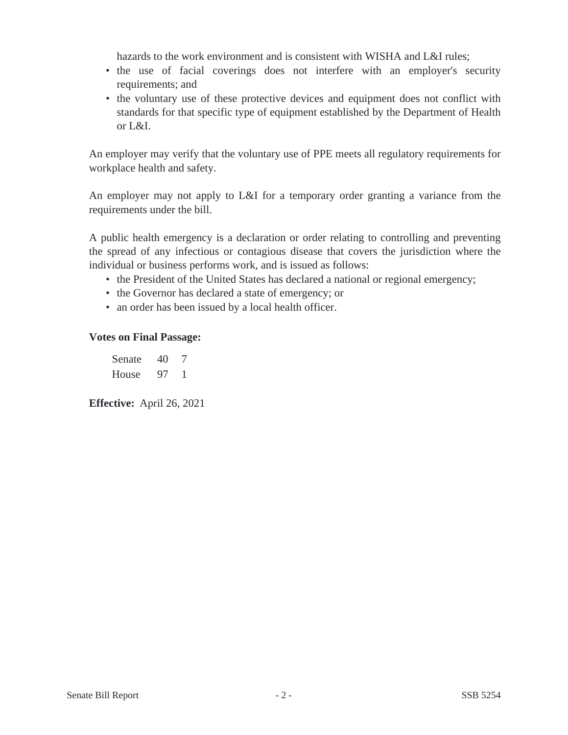hazards to the work environment and is consistent with WISHA and L&I rules;
- the use of facial coverings does not interfere with an employer's security requirements; and
- the voluntary use of these protective devices and equipment does not conflict with standards for that specific type of equipment established by the Department of Health or L&I.

An employer may verify that the voluntary use of PPE meets all regulatory requirements for workplace health and safety.

An employer may not apply to L&I for a temporary order granting a variance from the requirements under the bill.

A public health emergency is a declaration or order relating to controlling and preventing the spread of any infectious or contagious disease that covers the jurisdiction where the individual or business performs work, and is issued as follows:
- the President of the United States has declared a national or regional emergency;
- the Governor has declared a state of emergency; or
- an order has been issued by a local health officer.

**Votes on Final Passage:**

| | | |
|---|---|---|
| Senate | 40 | 7 |
| House | 97 | 1 |

**Effective:** April 26, 2021